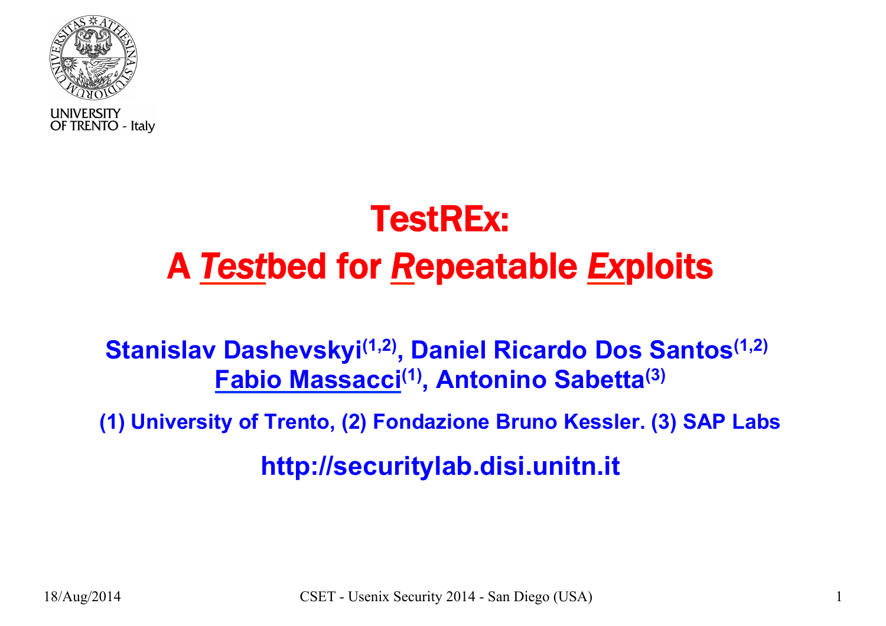UNIVERSITY OF TRENTO - Italy

# TestREx: A *Test*bed for *R*epeatable *Ex*ploits

**Stanislav Dashevskyi[1,2], Daniel Ricardo Dos Santos[1,2]**
**Fabio Massacci[1], Antonino Sabetta[3]**

**(1) University of Trento, (2) Fondazione Bruno Kessler. (3) SAP Labs**

**http://securitylab.disi.unitn.it**

18/Aug/2014 CSET - Usenix Security 2014 - San Diego (USA)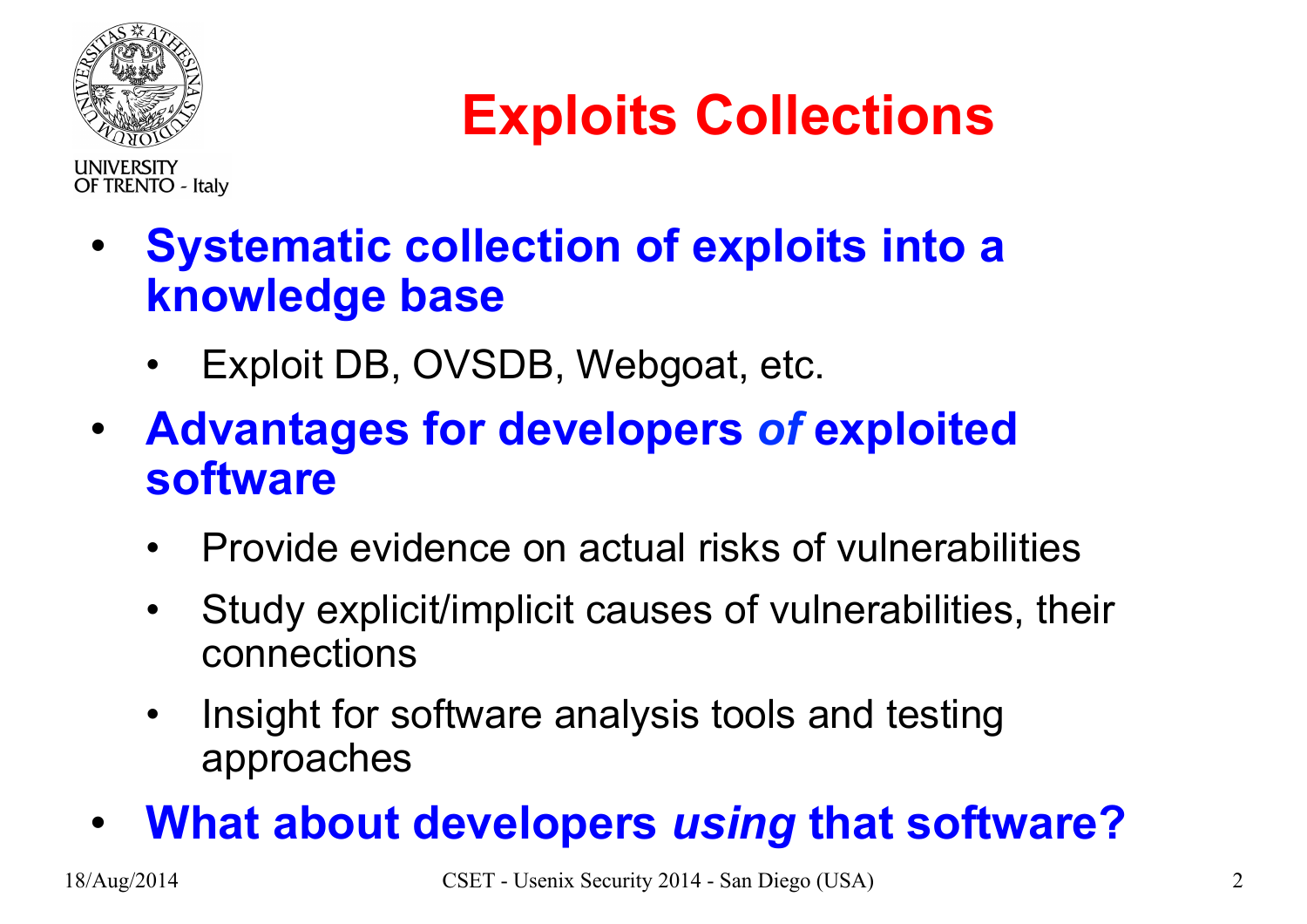# Exploits Collections

- **Systematic collection of exploits into a knowledge base**
  - Exploit DB, OVSDB, Webgoat, etc.
- **Advantages for developers *of* exploited software**
  - Provide evidence on actual risks of vulnerabilities
  - Study explicit/implicit causes of vulnerabilities, their connections
  - Insight for software analysis tools and testing approaches
- **What about developers *using* that software?**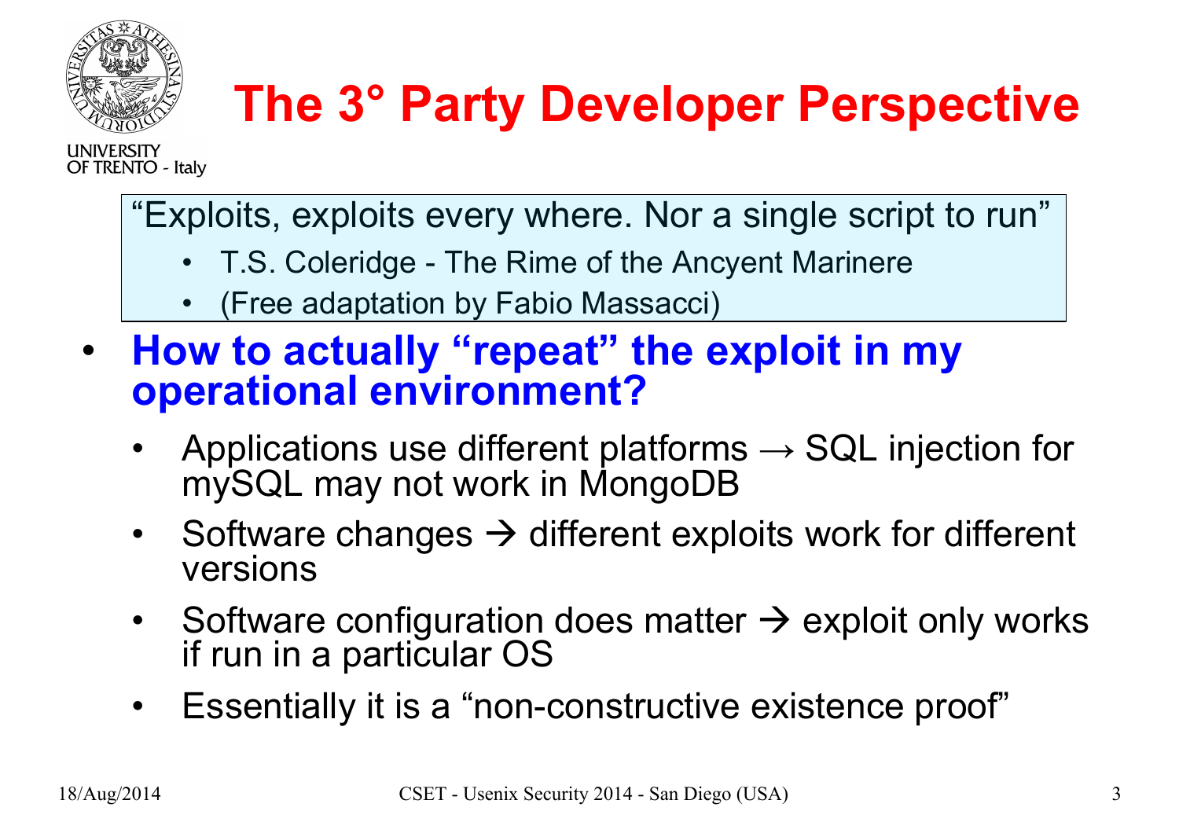# The 3° Party Developer Perspective

> "Exploits, exploits every where. Nor a single script to run"
> - T.S. Coleridge - The Rime of the Ancyent Marinere
> - (Free adaptation by Fabio Massacci)

- **How to actually "repeat" the exploit in my operational environment?**
  - Applications use different platforms → SQL injection for mySQL may not work in MongoDB
  - Software changes → different exploits work for different versions
  - Software configuration does matter → exploit only works if run in a particular OS
  - Essentially it is a "non-constructive existence proof"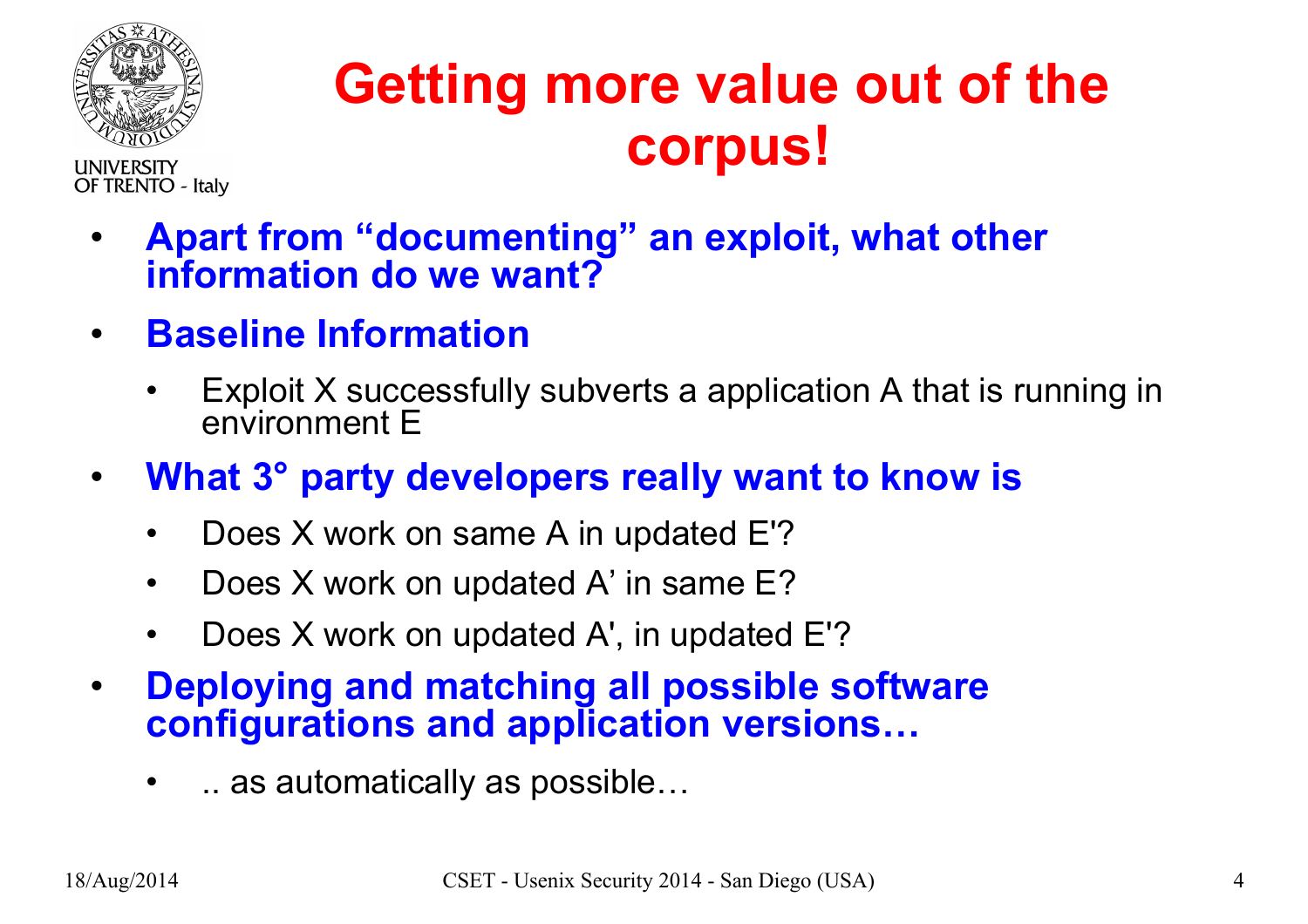# Getting more value out of the corpus!

- **Apart from "documenting" an exploit, what other information do we want?**
- **Baseline Information**
  - Exploit X successfully subverts a application A that is running in environment E
- **What 3° party developers really want to know is**
  - Does X work on same A in updated E'?
  - Does X work on updated A' in same E?
  - Does X work on updated A', in updated E'?
- **Deploying and matching all possible software configurations and application versions…**
  - .. as automatically as possible…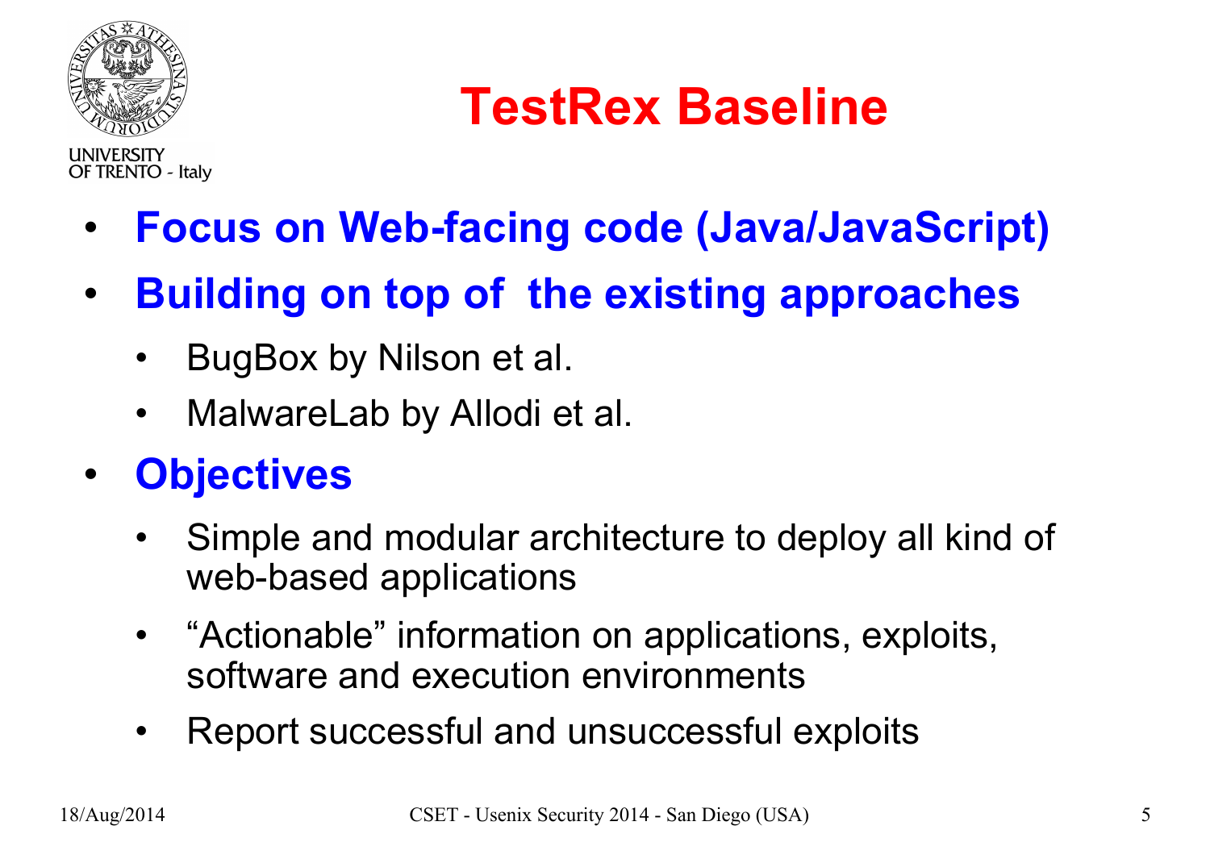# TestRex Baseline

- **Focus on Web-facing code (Java/JavaScript)**
- **Building on top of the existing approaches**
  - BugBox by Nilson et al.
  - MalwareLab by Allodi et al.
- **Objectives**
  - Simple and modular architecture to deploy all kind of web-based applications
  - “Actionable” information on applications, exploits, software and execution environments
  - Report successful and unsuccessful exploits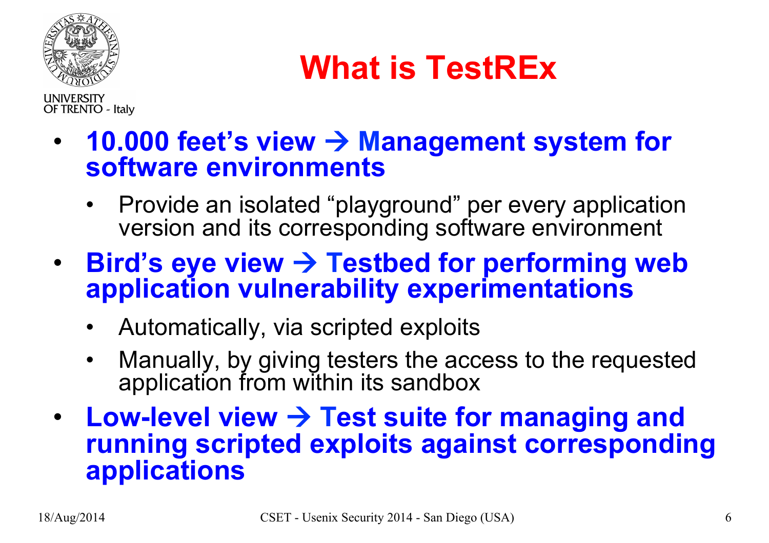# What is TestREx

- **10.000 feet's view → Management system for software environments**
  - Provide an isolated "playground" per every application version and its corresponding software environment
- **Bird's eye view → Testbed for performing web application vulnerability experimentations**
  - Automatically, via scripted exploits
  - Manually, by giving testers the access to the requested application from within its sandbox
- **Low-level view → Test suite for managing and running scripted exploits against corresponding applications**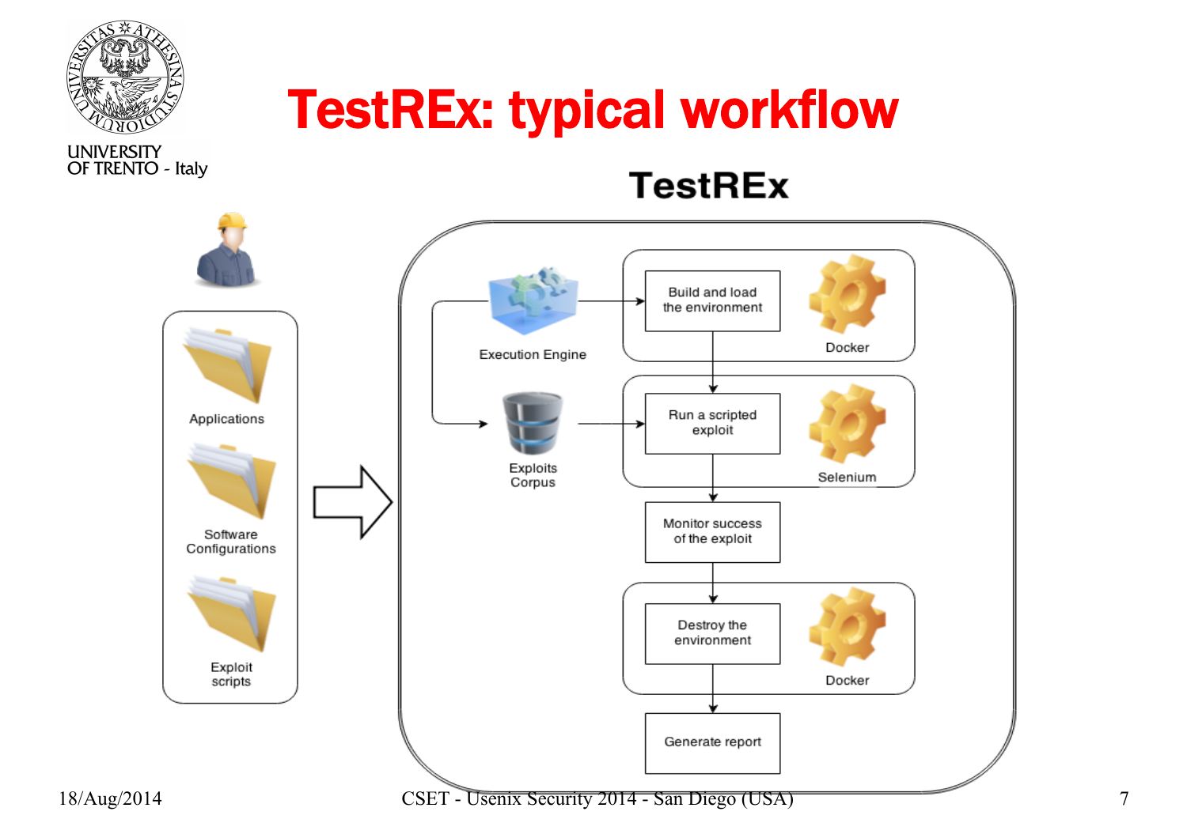# TestREx: typical workflow

**TestREx**

- Applications
- Software Configurations
- Exploit scripts

Execution Engine → Build and load the environment (Docker)

Exploits Corpus → Run a scripted exploit (Selenium)

Build and load the environment → Run a scripted exploit → Monitor success of the exploit → Destroy the environment (Docker) → Generate report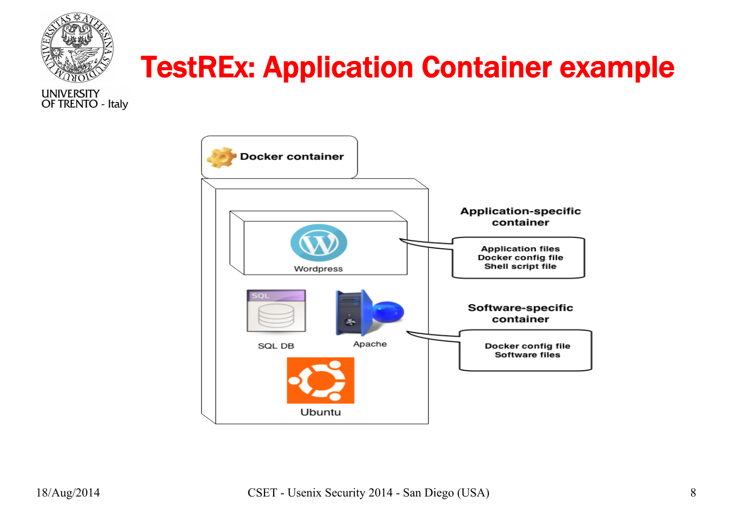# TestREx: Application Container example

Docker container

Wordpress

SQL DB

Apache

Ubuntu

**Application-specific container**

Application files
Docker config file
Shell script file

**Software-specific container**

Docker config file
Software files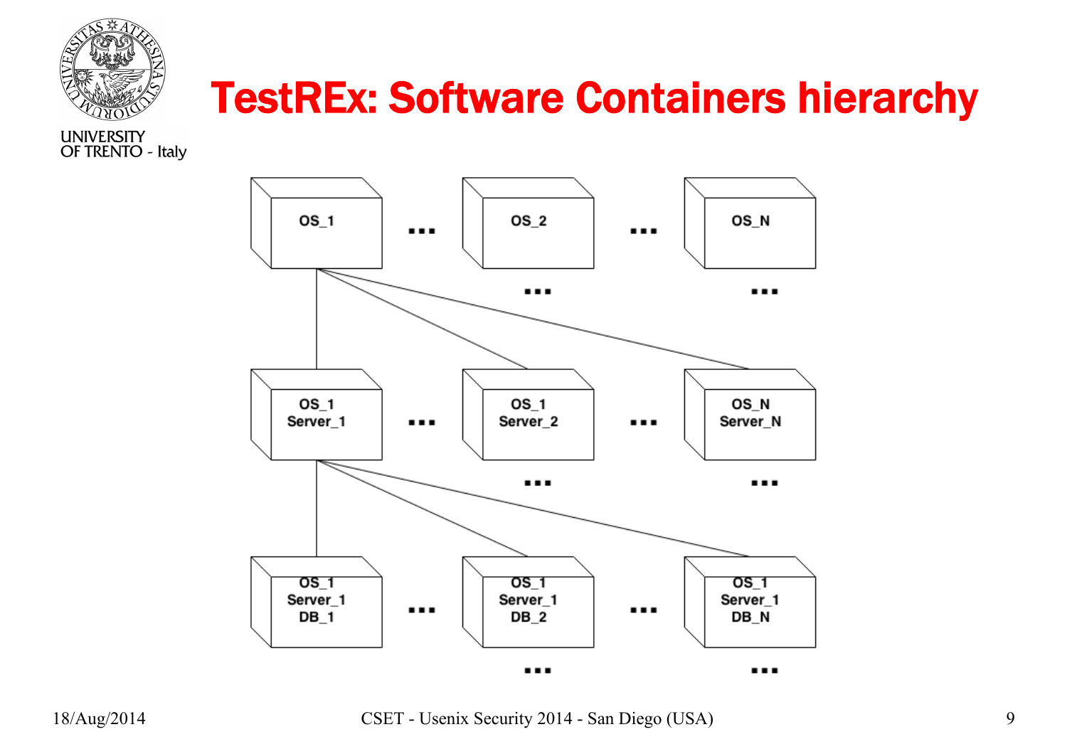# TestREx: Software Containers hierarchy

OS_1 ... OS_2 ... OS_N

... ...

OS_1
Server_1 ... OS_1
Server_2 ... OS_N
Server_N

... ...

OS_1
Server_1
DB_1 ... OS_1
Server_1
DB_2 ... OS_1
Server_1
DB_N

... ...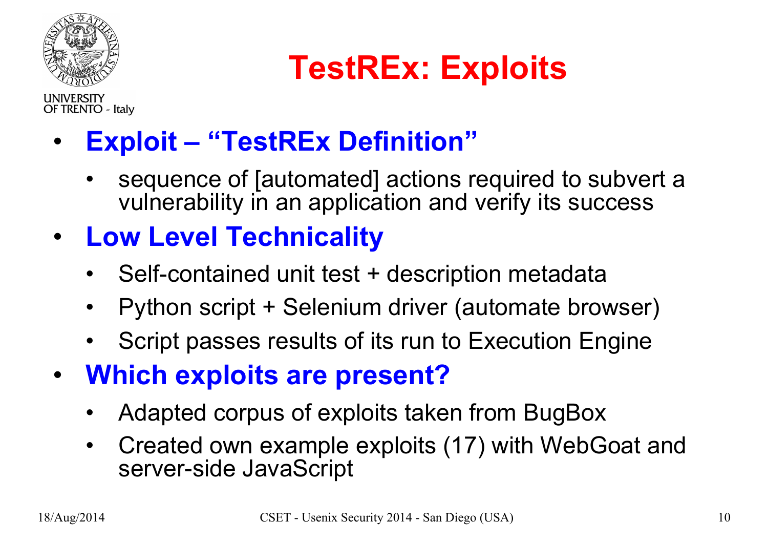# TestREx: Exploits

- **Exploit – "TestREx Definition"**
  - sequence of [automated] actions required to subvert a vulnerability in an application and verify its success
- **Low Level Technicality**
  - Self-contained unit test + description metadata
  - Python script + Selenium driver (automate browser)
  - Script passes results of its run to Execution Engine
- **Which exploits are present?**
  - Adapted corpus of exploits taken from BugBox
  - Created own example exploits (17) with WebGoat and server-side JavaScript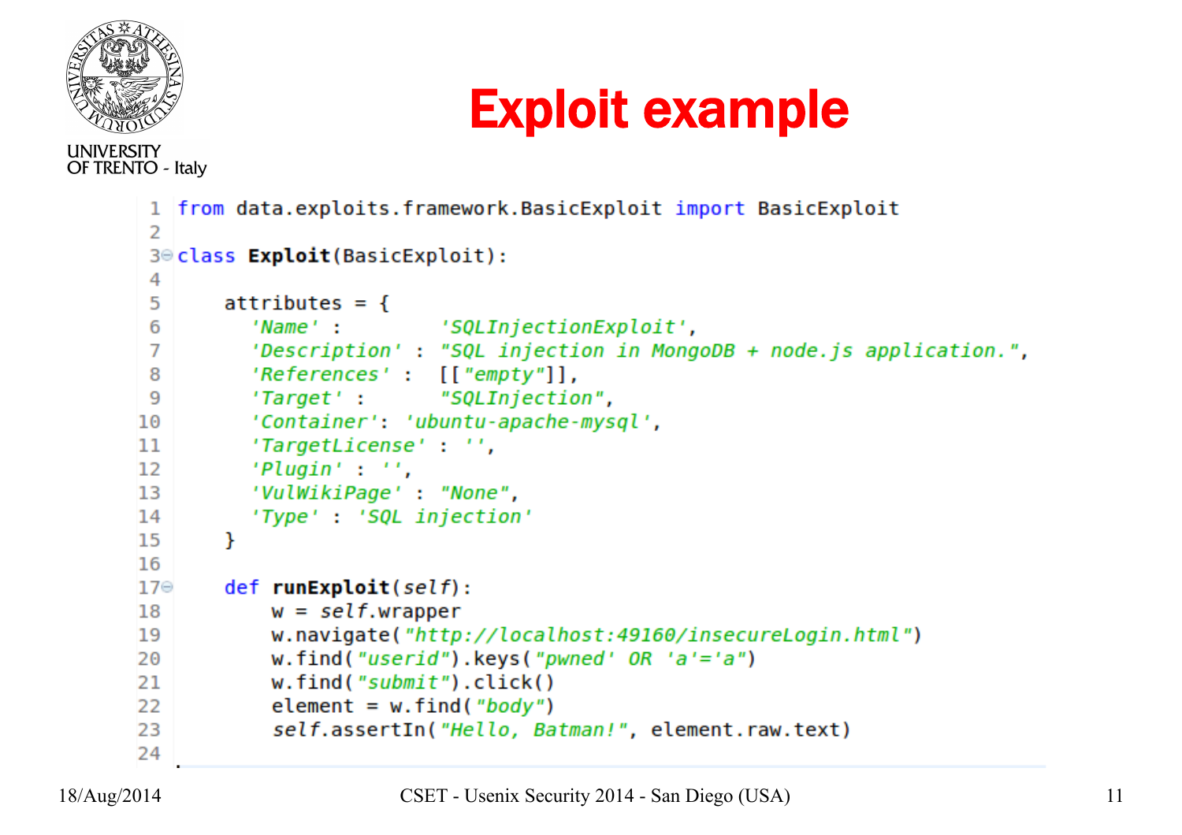# Exploit example

```python
from data.exploits.framework.BasicExploit import BasicExploit

class Exploit(BasicExploit):

    attributes = {
      'Name' :        'SQLInjectionExploit',
      'Description' : "SQL injection in MongoDB + node.js application.",
      'References' :  [["empty"]],
      'Target' :      "SQLInjection",
      'Container': 'ubuntu-apache-mysql',
      'TargetLicense' : '',
      'Plugin' : '',
      'VulWikiPage' : "None",
      'Type' : 'SQL injection'
    }

    def runExploit(self):
        w = self.wrapper
        w.navigate("http://localhost:49160/insecureLogin.html")
        w.find("userid").keys("pwned' OR 'a'='a")
        w.find("submit").click()
        element = w.find("body")
        self.assertIn("Hello, Batman!", element.raw.text)
```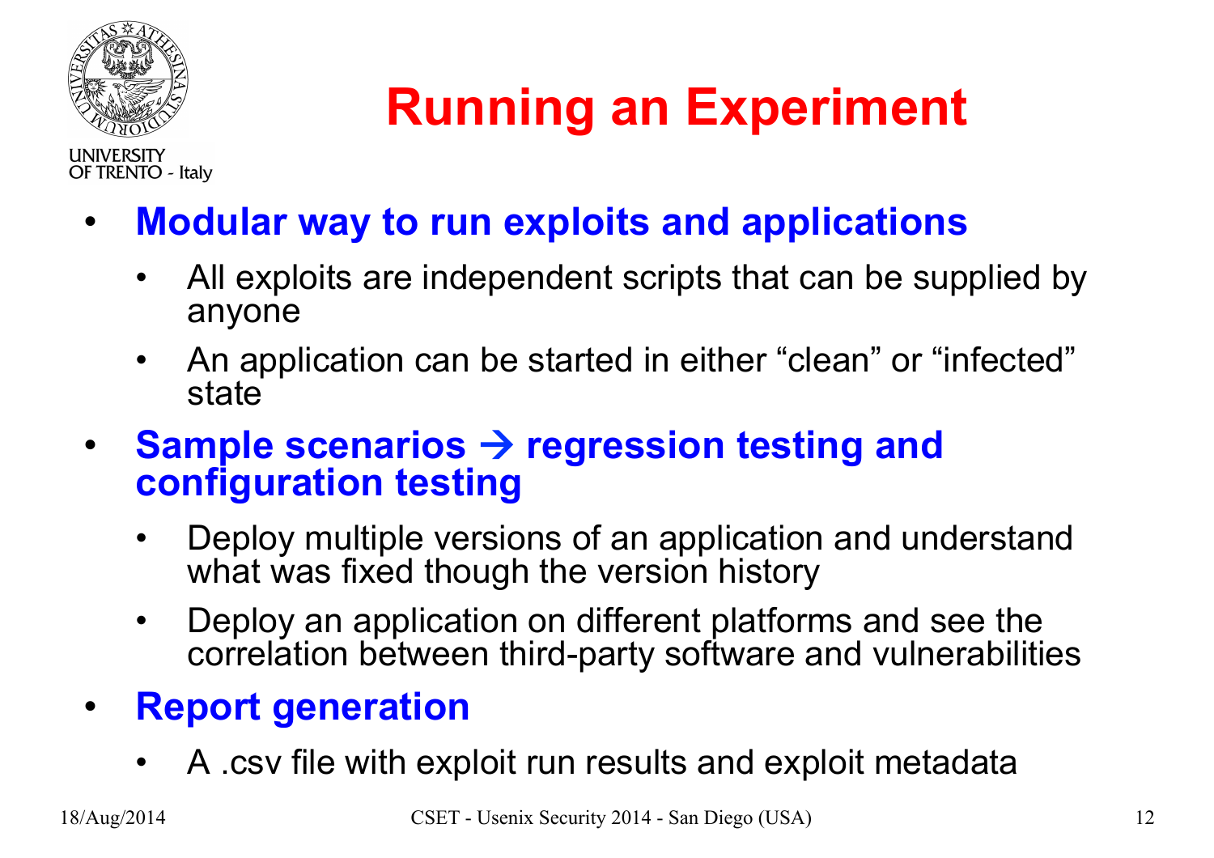# Running an Experiment

- **Modular way to run exploits and applications**
  - All exploits are independent scripts that can be supplied by anyone
  - An application can be started in either “clean” or “infected” state
- **Sample scenarios → regression testing and configuration testing**
  - Deploy multiple versions of an application and understand what was fixed though the version history
  - Deploy an application on different platforms and see the correlation between third-party software and vulnerabilities
- **Report generation**
  - A .csv file with exploit run results and exploit metadata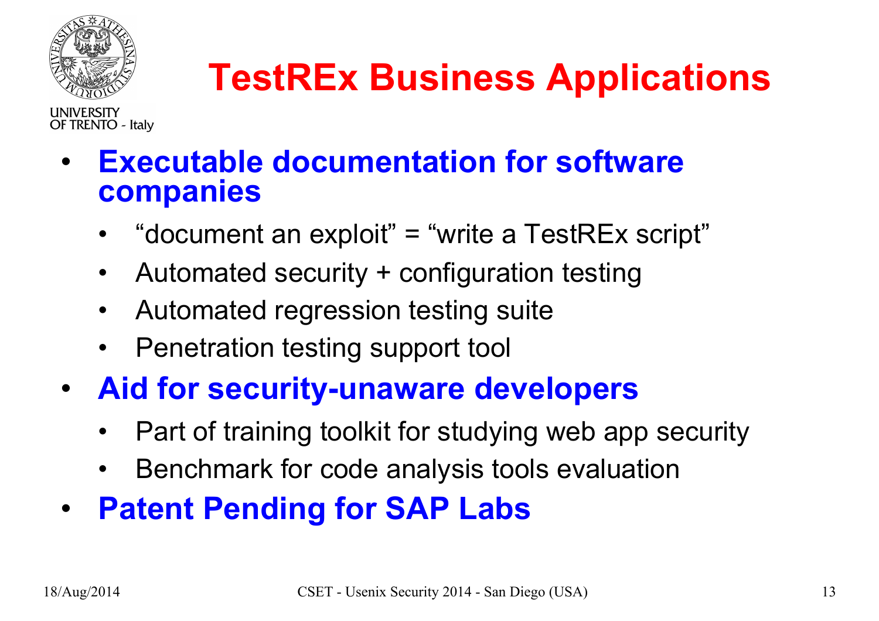# TestREx Business Applications

- **Executable documentation for software companies**
  - "document an exploit" = "write a TestREx script"
  - Automated security + configuration testing
  - Automated regression testing suite
  - Penetration testing support tool
- **Aid for security-unaware developers**
  - Part of training toolkit for studying web app security
  - Benchmark for code analysis tools evaluation
- **Patent Pending for SAP Labs**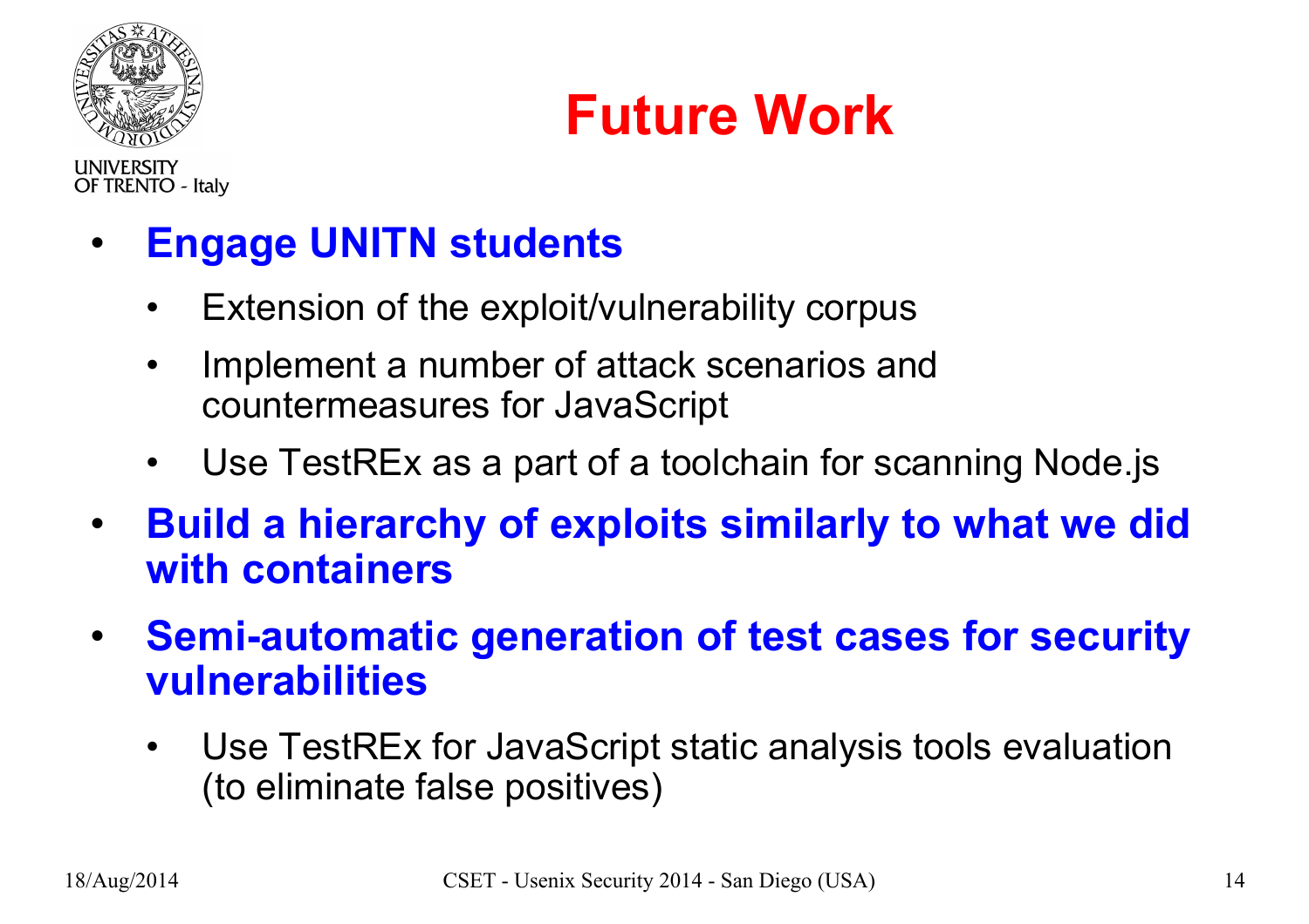# Future Work

- **Engage UNITN students**
  - Extension of the exploit/vulnerability corpus
  - Implement a number of attack scenarios and countermeasures for JavaScript
  - Use TestREx as a part of a toolchain for scanning Node.js
- **Build a hierarchy of exploits similarly to what we did with containers**
- **Semi-automatic generation of test cases for security vulnerabilities**
  - Use TestREx for JavaScript static analysis tools evaluation (to eliminate false positives)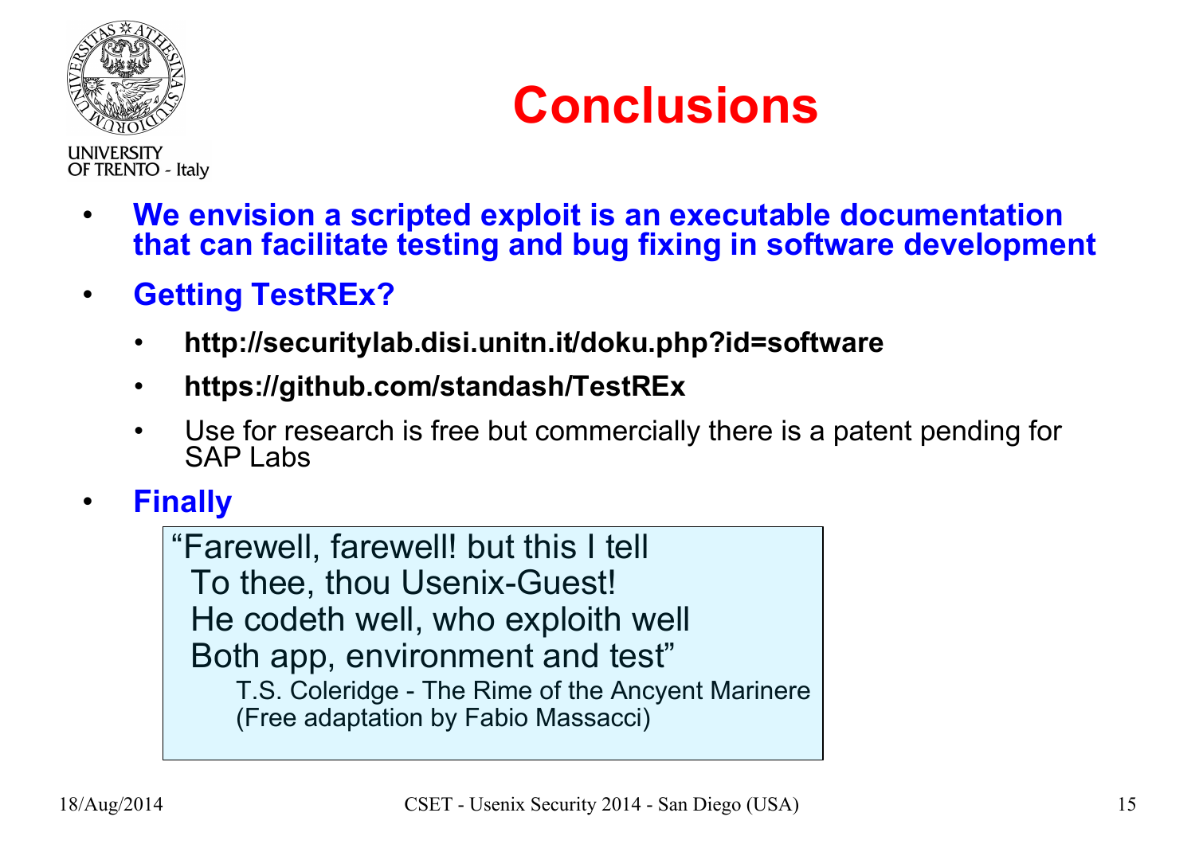# Conclusions

- **We envision a scripted exploit is an executable documentation that can facilitate testing and bug fixing in software development**
- **Getting TestREx?**
  - **http://securitylab.disi.unitn.it/doku.php?id=software**
  - **https://github.com/standash/TestREx**
  - Use for research is free but commercially there is a patent pending for SAP Labs
- **Finally**

> "Farewell, farewell! but this I tell
> To thee, thou Usenix-Guest!
> He codeth well, who exploith well
> Both app, environment and test"
>
> T.S. Coleridge - The Rime of the Ancyent Marinere
> (Free adaptation by Fabio Massacci)